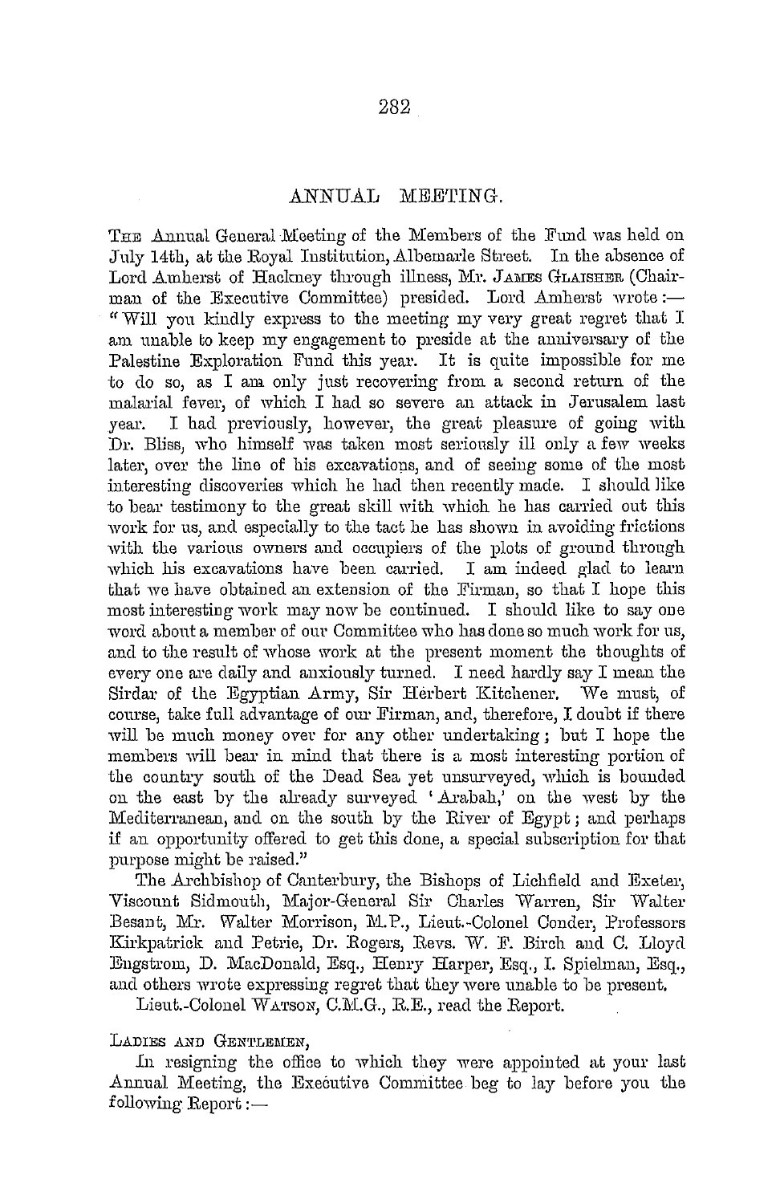## ANNUAL MEETING.

THE Annual General Meeting of the Members of the Fund was held on July 14th, at the Royal Institution, Albemarle Street. In the absence of Lord Amherst of Hackney through illness, Mr. JAMES GLAISHER (Chairman of the Executive Committee) presided. Lord Amherst wrote:—"Will you kindly express to the meeting my very great regret that I am unable to keep my engagement to preside at the anniversary of the Palestine Exploration Fund this year. It is quite impossible for me to do so, as I am only just recovering from a second return of the malarial fever, of which I had so severe an attack in Jerusalem last year. I had previously, however, the great pleasure of going with Dr. Bliss, who himself was taken most seriously ill only a few weeks later, over the line of his excavations, and of seeing some of the most interesting discoveries which he had then recently made. I should like to bear testimony to the great skill with which he has carried out this work for us, and especially to the tact he has shown in avoiding frictions with the various owners and occupiers of the plots of ground through which his excavations have been carried. I am indeed glad to learn that we have obtained an extension of the Firman, so that I hope this most interesting work may now be continued. I should like to say one word about a member of our Committee who has done so much work for us, and to the result of whose work at the present moment the thoughts of every one are daily and anxiously turned. I need hardly say I mean the Sirdar of the Egyptian Army, Sir Herbert Kitchener. We must, of course, take full advantage of our Firman, and, therefore, I doubt if there will be much money over for any other undertaking; but I hope the members will bear in mind that there is a most interesting portion of the country south of the Dead Sea yet unsurveyed, which is bounded on the east by the already surveyed 'Arabah,' on the west by the Mediterranean, and on the south by the River of Egypt; and perhaps if an opportunity offered to get this done, a special subscription for that purpose might be raised."

The Archbishop of Canterbury, the Bishops of Lichfield and Exeter, Viscount Sidmouth, Major-General Sir Charles Warren, Sir Walter Besant, Mr. Walter Morrison, M.P., Lieut.-Colonel Conder, Professors Kirkpatrick and Petrie, Dr. Rogers, Revs. W. F. Birch and C. Lloyd Engstrom, D. MacDonald, Esq., Henry Harper, Esq., I. Spielman, Esq., and others wrote expressing regret that they were unable to be present.

Lieut.-Colonel WATSON, C.M.G., R.E., read the Report.

LADIES AND GENTLEMEN,

In resigning the office to which they were appointed at your last Annual Meeting, the Executive Committee beg to lay before you the following Report:—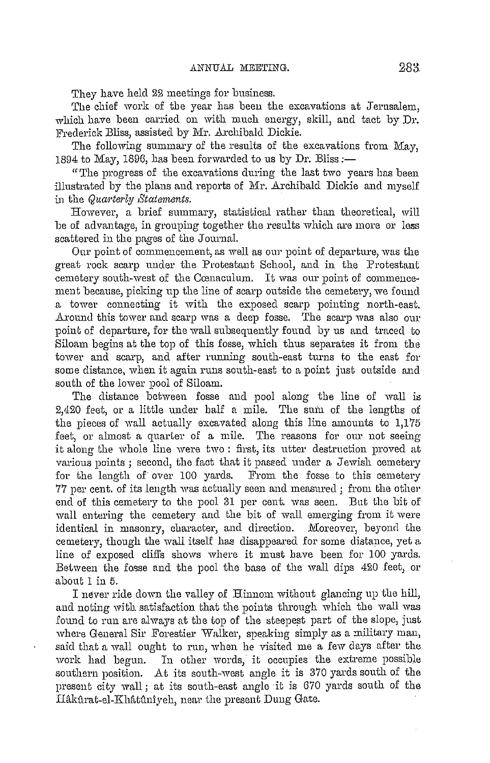They have held 22 meetings for business.

The chief work of the year has been the excavations at Jerusalem, which have been carried on with much energy, skill, and tact by Dr. Frederick Bliss, assisted by Mr. Archibald Dickie.

The following summary of the results of the excavations from May, 1894 to May, 1896, has been forwarded to us by Dr. Bliss:—

"The progress of the excavations during the last two years has been illustrated by the plans and reports of Mr. Archibald Dickie and myself in the *Quarterly Statements*.

However, a brief summary, statistical rather than theoretical, will be of advantage, in grouping together the results which are more or less scattered in the pages of the Journal.

Our point of commencement, as well as our point of departure, was the great rock scarp under the Protestant School, and in the Protestant cemetery south-west of the Cœnaculum. It was our point of commencement because, picking up the line of scarp outside the cemetery, we found a tower connecting it with the exposed scarp pointing north-east. Around this tower and scarp was a deep fosse. The scarp was also our point of departure, for the wall subsequently found by us and traced to Siloam begins at the top of this fosse, which thus separates it from the tower and scarp, and after running south-east turns to the east for some distance, when it again runs south-east to a point just outside and south of the lower pool of Siloam.

The distance between fosse and pool along the line of wall is 2,420 feet, or a little under half a mile. The sum of the lengths of the pieces of wall actually excavated along this line amounts to 1,175 feet, or almost a quarter of a mile. The reasons for our not seeing it along the whole line were two: first, its utter destruction proved at various points; second, the fact that it passed under a Jewish cemetery for the length of over 100 yards. From the fosse to this cemetery 77 per cent. of its length was actually seen and measured; from the other end of this cemetery to the pool 31 per cent. was seen. But the bit of wall entering the cemetery and the bit of wall emerging from it were identical in masonry, character, and direction. Moreover, beyond the cemetery, though the wall itself has disappeared for some distance, yet a line of exposed cliffs shows where it must have been for 100 yards. Between the fosse and the pool the base of the wall dips 420 feet, or about 1 in 5.

I never ride down the valley of Hinnom without glancing up the hill, and noting with satisfaction that the points through which the wall was found to run are always at the top of the steepest part of the slope, just where General Sir Forestier Walker, speaking simply as a military man, said that a wall ought to run, when he visited me a few days after the work had begun. In other words, it occupies the extreme possible southern position. At its south-west angle it is 370 yards south of the present city wall; at its south-east angle it is 670 yards south of the Ḥâkûrat-el-Khâtûnîyeh, near the present Dung Gate.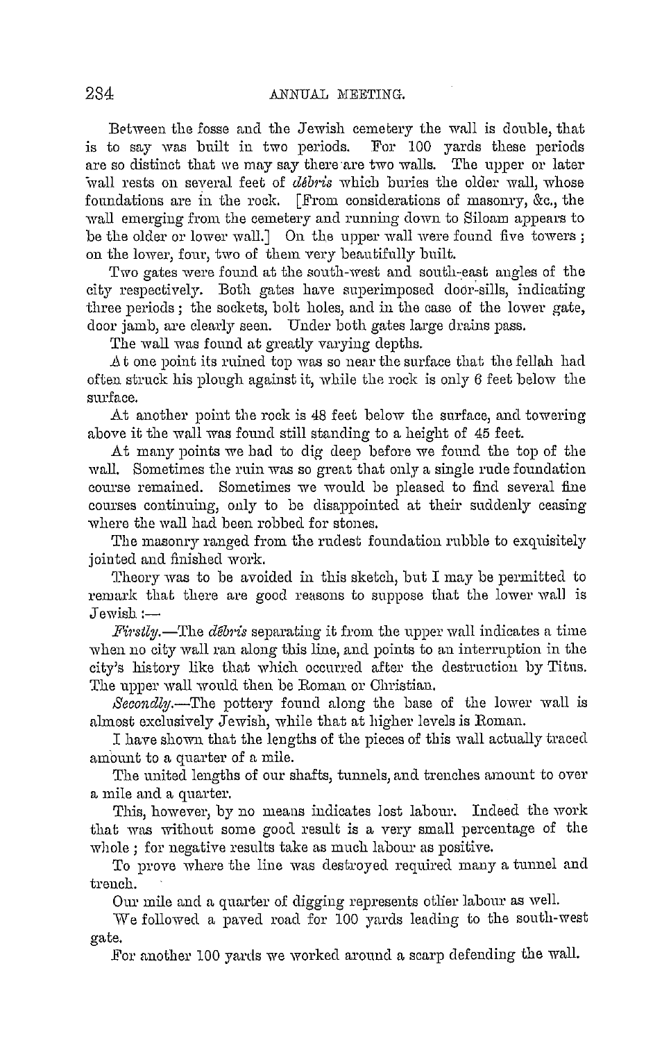Between the fosse and the Jewish cemetery the wall is double, that is to say was built in two periods. For 100 yards these periods are so distinct that we may say there are two walls. The upper or later wall rests on several feet of *débris* which buries the older wall, whose foundations are in the rock. [From considerations of masonry, &c., the wall emerging from the cemetery and running down to Siloam appears to be the older or lower wall.] On the upper wall were found five towers; on the lower, four, two of them very beautifully built.

Two gates were found at the south-west and south-east angles of the city respectively. Both gates have superimposed door-sills, indicating three periods; the sockets, bolt holes, and in the case of the lower gate, door jamb, are clearly seen. Under both gates large drains pass.

The wall was found at greatly varying depths.

At one point its ruined top was so near the surface that the fellah had often struck his plough against it, while the rock is only 6 feet below the surface.

At another point the rock is 48 feet below the surface, and towering above it the wall was found still standing to a height of 45 feet.

At many points we had to dig deep before we found the top of the wall. Sometimes the ruin was so great that only a single rude foundation course remained. Sometimes we would be pleased to find several fine courses continuing, only to be disappointed at their suddenly ceasing where the wall had been robbed for stones.

The masonry ranged from the rudest foundation rubble to exquisitely jointed and finished work.

Theory was to be avoided in this sketch, but I may be permitted to remark that there are good reasons to suppose that the lower wall is Jewish:—

*Firstly.*—The *débris* separating it from the upper wall indicates a time when no city wall ran along this line, and points to an interruption in the city's history like that which occurred after the destruction by Titus. The upper wall would then be Roman or Christian.

*Secondly.*—The pottery found along the base of the lower wall is almost exclusively Jewish, while that at higher levels is Roman.

I have shown that the lengths of the pieces of this wall actually traced amount to a quarter of a mile.

The united lengths of our shafts, tunnels, and trenches amount to over a mile and a quarter.

This, however, by no means indicates lost labour. Indeed the work that was without some good result is a very small percentage of the whole; for negative results take as much labour as positive.

To prove where the line was destroyed required many a tunnel and trench.

Our mile and a quarter of digging represents other labour as well.

We followed a paved road for 100 yards leading to the south-west gate.

For another 100 yards we worked around a scarp defending the wall.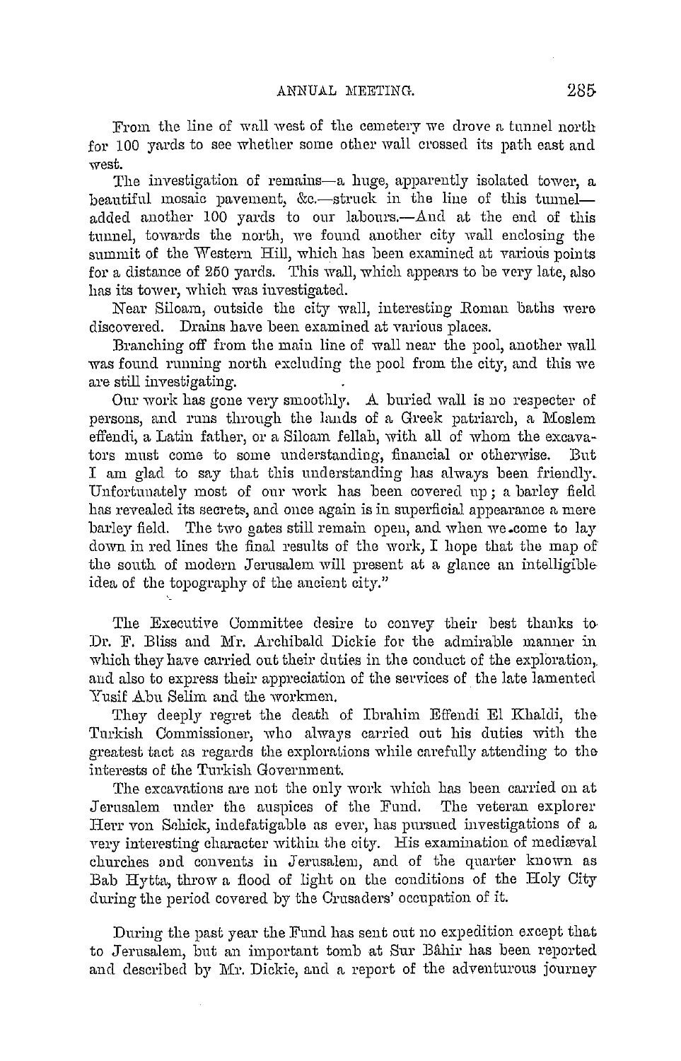From the line of wall west of the cemetery we drove a tunnel north for 100 yards to see whether some other wall crossed its path east and west.

The investigation of remains—a huge, apparently isolated tower, a beautiful mosaic pavement, &c.—struck in the line of this tunnel—added another 100 yards to our labours.—And at the end of this tunnel, towards the north, we found another city wall enclosing the summit of the Western Hill, which has been examined at various points for a distance of 250 yards. This wall, which appears to be very late, also has its tower, which was investigated.

Near Siloam, outside the city wall, interesting Roman baths were discovered. Drains have been examined at various places.

Branching off from the main line of wall near the pool, another wall was found running north excluding the pool from the city, and this we are still investigating.

Our work has gone very smoothly. A buried wall is no respecter of persons, and runs through the lands of a Greek patriarch, a Moslem effendi, a Latin father, or a Siloam fellah, with all of whom the excavators must come to some understanding, financial or otherwise. But I am glad to say that this understanding has always been friendly. Unfortunately most of our work has been covered up; a barley field has revealed its secrets, and once again is in superficial appearance a mere barley field. The two gates still remain open, and when we come to lay down in red lines the final results of the work, I hope that the map of the south of modern Jerusalem will present at a glance an intelligible idea of the topography of the ancient city."

The Executive Committee desire to convey their best thanks to Dr. F. Bliss and Mr. Archibald Dickie for the admirable manner in which they have carried out their duties in the conduct of the exploration, and also to express their appreciation of the services of the late lamented Yusif Abu Selim and the workmen.

They deeply regret the death of Ibrahim Effendi El Khaldi, the Turkish Commissioner, who always carried out his duties with the greatest tact as regards the explorations while carefully attending to the interests of the Turkish Government.

The excavations are not the only work which has been carried on at Jerusalem under the auspices of the Fund. The veteran explorer Herr von Schick, indefatigable as ever, has pursued investigations of a very interesting character within the city. His examination of mediæval churches and convents in Jerusalem, and of the quarter known as Bab Hytta, throw a flood of light on the conditions of the Holy City during the period covered by the Crusaders' occupation of it.

During the past year the Fund has sent out no expedition except that to Jerusalem, but an important tomb at Sur Bâhir has been reported and described by Mr. Dickie, and a report of the adventurous journey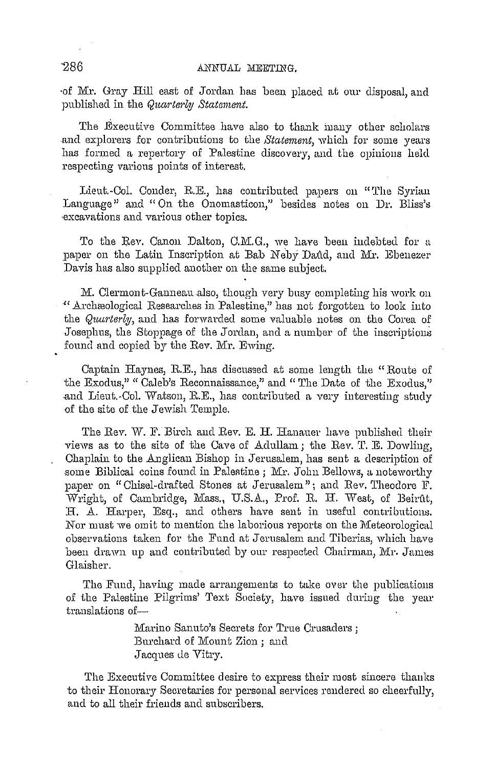of Mr. Gray Hill east of Jordan has been placed at our disposal, and published in the *Quarterly Statement.*

The Executive Committee have also to thank many other scholars and explorers for contributions to the *Statement*, which for some years has formed a repertory of Palestine discovery, and the opinions held respecting various points of interest.

Lieut.-Col. Conder, R.E., has contributed papers on "The Syrian Language" and "On the Onomasticon," besides notes on Dr. Bliss's excavations and various other topics.

To the Rev. Canon Dalton, C.M.G., we have been indebted for a paper on the Latin Inscription at Bab Neby Daûd, and Mr. Ebenezer Davis has also supplied another on the same subject.

M. Clermont-Ganneau also, though very busy completing his work on "Archæological Researches in Palestine," has not forgotten to look into the *Quarterly*, and has forwarded some valuable notes on the Corea of Josephus, the Stoppage of the Jordan, and a number of the inscriptions found and copied by the Rev. Mr. Ewing.

Captain Haynes, R.E., has discussed at some length the "Route of the Exodus," "Caleb's Reconnaissance," and "The Date of the Exodus," and Lieut.-Col. Watson, R.E., has contributed a very interesting study of the site of the Jewish Temple.

The Rev. W. F. Birch and Rev. E. H. Hanauer have published their views as to the site of the Cave of Adullam; the Rev. T. E. Dowling, Chaplain to the Anglican Bishop in Jerusalem, has sent a description of some Biblical coins found in Palestine; Mr. John Bellows, a noteworthy paper on "Chisel-drafted Stones at Jerusalem"; and Rev. Theodore F. Wright, of Cambridge, Mass., U.S.A., Prof. R. H. West, of Beirût, H. A. Harper, Esq., and others have sent in useful contributions. Nor must we omit to mention the laborious reports on the Meteorological observations taken for the Fund at Jerusalem and Tiberias, which have been drawn up and contributed by our respected Chairman, Mr. James Glaisher.

The Fund, having made arrangements to take over the publications of the Palestine Pilgrims' Text Society, have issued during the year translations of—

> Marino Sanuto's Secrets for True Crusaders;
> Burchard of Mount Zion; and
> Jacques de Vitry.

The Executive Committee desire to express their most sincere thanks to their Honorary Secretaries for personal services rendered so cheerfully, and to all their friends and subscribers.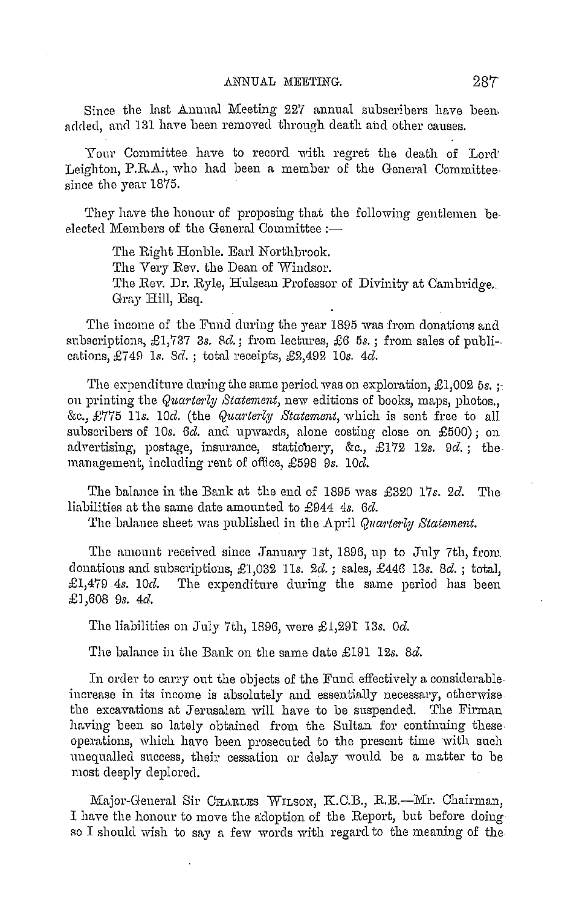Since the last Annual Meeting 227 annual subscribers have been added, and 131 have been removed through death and other causes.

Your Committee have to record with regret the death of Lord Leighton, P.R.A., who had been a member of the General Committee since the year 1875.

They have the honour of proposing that the following gentlemen be elected Members of the General Committee :—

> The Right Honble. Earl Northbrook.
> The Very Rev. the Dean of Windsor.
> The Rev. Dr. Ryle, Hulsean Professor of Divinity at Cambridge.
> Gray Hill, Esq.

The income of the Fund during the year 1895 was from donations and subscriptions, £1,737 3*s.* 8*d.*; from lectures, £6 5*s.*; from sales of publications, £749 1*s.* 8*d.*; total receipts, £2,492 10*s.* 4*d.*

The expenditure during the same period was on exploration, £1,002 5*s.*; on printing the *Quarterly Statement*, new editions of books, maps, photos., &c., £775 11*s.* 10*d.* (the *Quarterly Statement*, which is sent free to all subscribers of 10*s.* 6*d.* and upwards, alone costing close on £500); on advertising, postage, insurance, stationery, &c., £172 12*s.* 9*d.*; the management, including rent of office, £598 9*s.* 10*d.*

The balance in the Bank at the end of 1895 was £320 17*s.* 2*d.* The liabilities at the same date amounted to £944 4*s.* 6*d.*

The balance sheet was published in the April *Quarterly Statement.*

The amount received since January 1st, 1896, up to July 7th, from donations and subscriptions, £1,032 11*s.* 2*d.*; sales, £446 13*s.* 8*d.*; total, £1,479 4*s.* 10*d.* The expenditure during the same period has been £1,608 9*s.* 4*d.*

The liabilities on July 7th, 1896, were £1,291 13*s.* 0*d.*

The balance in the Bank on the same date £191 12*s.* 8*d.*

In order to carry out the objects of the Fund effectively a considerable increase in its income is absolutely and essentially necessary, otherwise the excavations at Jerusalem will have to be suspended. The Firman having been so lately obtained from the Sultan for continuing these operations, which have been prosecuted to the present time with such unequalled success, their cessation or delay would be a matter to be most deeply deplored.

Major-General Sir Charles Wilson, K.C.B., R.E.—Mr. Chairman, I have the honour to move the adoption of the Report, but before doing so I should wish to say a few words with regard to the meaning of the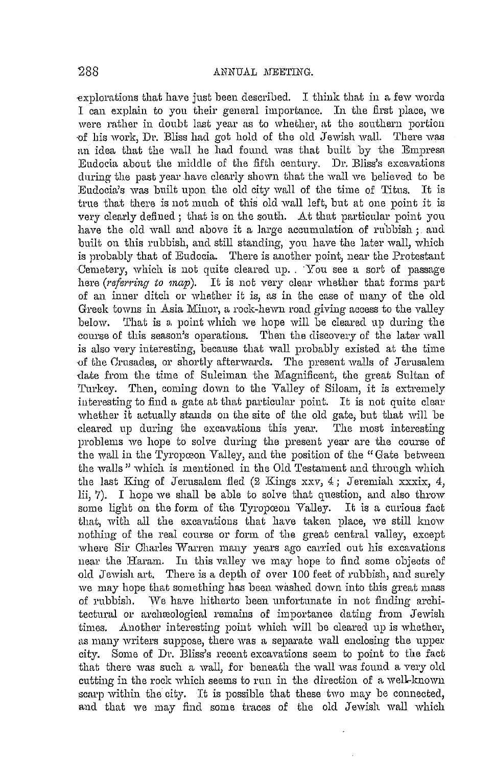explorations that have just been described. I think that in a few words I can explain to you their general importance. In the first place, we were rather in doubt last year as to whether, at the southern portion of his work, Dr. Bliss had got hold of the old Jewish wall. There was an idea that the wall he had found was that built by the Empress Eudocia about the middle of the fifth century. Dr. Bliss's excavations during the past year have clearly shown that the wall we believed to be Eudocia's was built upon the old city wall of the time of Titus. It is true that there is not much of this old wall left, but at one point it is very clearly defined ; that is on the south. At that particular point you have the old wall and above it a large accumulation of rubbish ; and built on this rubbish, and still standing, you have the later wall, which is probably that of Eudocia. There is another point, near the Protestant Cemetery, which is not quite cleared up. You see a sort of passage here (*referring to map*). It is not very clear whether that forms part of an inner ditch or whether it is, as in the case of many of the old Greek towns in Asia Minor, a rock-hewn road giving access to the valley below. That is a point which we hope will be cleared up during the course of this season's operations. Then the discovery of the later wall is also very interesting, because that wall probably existed at the time of the Crusades, or shortly afterwards. The present walls of Jerusalem date from the time of Suleiman the Magnificent, the great Sultan of Turkey. Then, coming down to the Valley of Siloam, it is extremely interesting to find a gate at that particular point. It is not quite clear whether it actually stands on the site of the old gate, but that will be cleared up during the excavations this year. The most interesting problems we hope to solve during the present year are the course of the wall in the Tyropœon Valley, and the position of the "Gate between the walls" which is mentioned in the Old Testament and through which the last King of Jerusalem fled (2 Kings xxv, 4 ; Jeremiah xxxix, 4, lii, 7). I hope we shall be able to solve that question, and also throw some light on the form of the Tyropœon Valley. It is a curious fact that, with all the excavations that have taken place, we still know nothing of the real course or form of the great central valley, except where Sir Charles Warren many years ago carried out his excavations near the Haram. In this valley we may hope to find some objects of old Jewish art. There is a depth of over 100 feet of rubbish, and surely we may hope that something has been washed down into this great mass of rubbish. We have hitherto been unfortunate in not finding architectural or archæological remains of importance dating from Jewish times. Another interesting point which will be cleared up is whether, as many writers suppose, there was a separate wall enclosing the upper city. Some of Dr. Bliss's recent excavations seem to point to the fact that there was such a wall, for beneath the wall was found a very old cutting in the rock which seems to run in the direction of a well-known scarp within the city. It is possible that these two may be connected, and that we may find some traces of the old Jewish wall which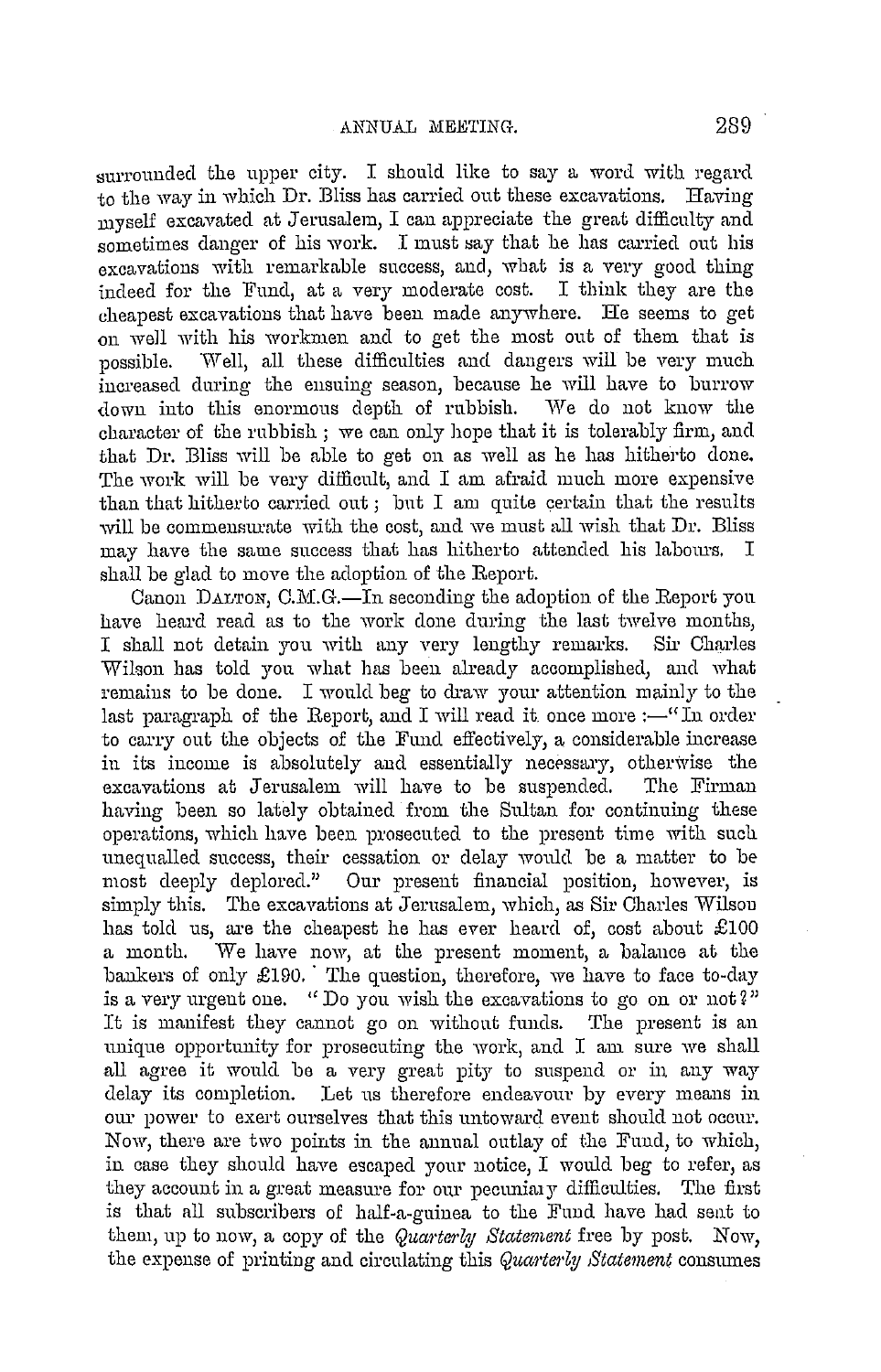surrounded the upper city. I should like to say a word with regard to the way in which Dr. Bliss has carried out these excavations. Having myself excavated at Jerusalem, I can appreciate the great difficulty and sometimes danger of his work. I must say that he has carried out his excavations with remarkable success, and, what is a very good thing indeed for the Fund, at a very moderate cost. I think they are the cheapest excavations that have been made anywhere. He seems to get on well with his workmen and to get the most out of them that is possible. Well, all these difficulties and dangers will be very much increased during the ensuing season, because he will have to burrow down into this enormous depth of rubbish. We do not know the character of the rubbish; we can only hope that it is tolerably firm, and that Dr. Bliss will be able to get on as well as he has hitherto done. The work will be very difficult, and I am afraid much more expensive than that hitherto carried out; but I am quite certain that the results will be commensurate with the cost, and we must all wish that Dr. Bliss may have the same success that has hitherto attended his labours. I shall be glad to move the adoption of the Report.

Canon DALTON, C.M.G.—In seconding the adoption of the Report you have heard read as to the work done during the last twelve months, I shall not detain you with any very lengthy remarks. Sir Charles Wilson has told you what has been already accomplished, and what remains to be done. I would beg to draw your attention mainly to the last paragraph of the Report, and I will read it once more:—"In order to carry out the objects of the Fund effectively, a considerable increase in its income is absolutely and essentially necessary, otherwise the excavations at Jerusalem will have to be suspended. The Firman having been so lately obtained from the Sultan for continuing these operations, which have been prosecuted to the present time with such unequalled success, their cessation or delay would be a matter to be most deeply deplored." Our present financial position, however, is simply this. The excavations at Jerusalem, which, as Sir Charles Wilson has told us, are the cheapest he has ever heard of, cost about £100 a month. We have now, at the present moment, a balance at the bankers of only £190. The question, therefore, we have to face to-day is a very urgent one. "Do you wish the excavations to go on or not?" It is manifest they cannot go on without funds. The present is an unique opportunity for prosecuting the work, and I am sure we shall all agree it would be a very great pity to suspend or in any way delay its completion. Let us therefore endeavour by every means in our power to exert ourselves that this untoward event should not occur. Now, there are two points in the annual outlay of the Fund, to which, in case they should have escaped your notice, I would beg to refer, as they account in a great measure for our pecuniary difficulties. The first is that all subscribers of half-a-guinea to the Fund have had sent to them, up to now, a copy of the *Quarterly Statement* free by post. Now, the expense of printing and circulating this *Quarterly Statement* consumes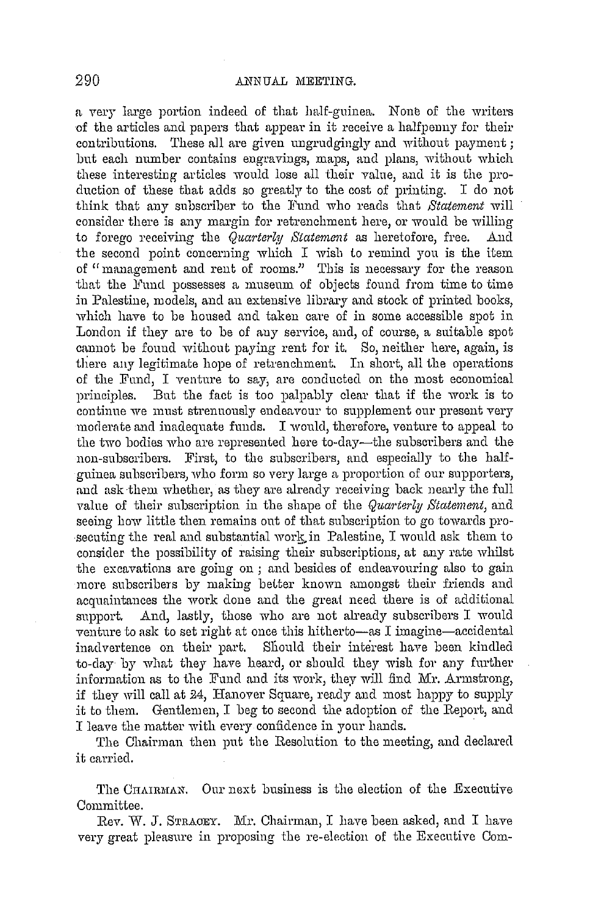a very large portion indeed of that half-guinea. None of the writers of the articles and papers that appear in it receive a halfpenny for their contributions. These all are given ungrudgingly and without payment; but each number contains engravings, maps, and plans, without which these interesting articles would lose all their value, and it is the production of these that adds so greatly to the cost of printing. I do not think that any subscriber to the Fund who reads that *Statement* will consider there is any margin for retrenchment here, or would be willing to forego receiving the *Quarterly Statement* as heretofore, free. And the second point concerning which I wish to remind you is the item of "management and rent of rooms." This is necessary for the reason that the Fund possesses a museum of objects found from time to time in Palestine, models, and an extensive library and stock of printed books, which have to be housed and taken care of in some accessible spot in London if they are to be of any service, and, of course, a suitable spot cannot be found without paying rent for it. So, neither here, again, is there any legitimate hope of retrenchment. In short, all the operations of the Fund, I venture to say, are conducted on the most economical principles. But the fact is too palpably clear that if the work is to continue we must strenuously endeavour to supplement our present very moderate and inadequate funds. I would, therefore, venture to appeal to the two bodies who are represented here to-day—the subscribers and the non-subscribers. First, to the subscribers, and especially to the half-guinea subscribers, who form so very large a proportion of our supporters, and ask them whether, as they are already receiving back nearly the full value of their subscription in the shape of the *Quarterly Statement*, and seeing how little then remains out of that subscription to go towards prosecuting the real and substantial work in Palestine, I would ask them to consider the possibility of raising their subscriptions, at any rate whilst the excavations are going on; and besides of endeavouring also to gain more subscribers by making better known amongst their friends and acquaintances the work done and the great need there is of additional support. And, lastly, those who are not already subscribers I would venture to ask to set right at once this hitherto—as I imagine—accidental inadvertence on their part. Should their interest have been kindled to-day by what they have heard, or should they wish for any further information as to the Fund and its work, they will find Mr. Armstrong, if they will call at 24, Hanover Square, ready and most happy to supply it to them. Gentlemen, I beg to second the adoption of the Report, and I leave the matter with every confidence in your hands.

The Chairman then put the Resolution to the meeting, and declared it carried.

The CHAIRMAN. Our next business is the election of the Executive Committee.

Rev. W. J. STRACEY. Mr. Chairman, I have been asked, and I have very great pleasure in proposing the re-election of the Executive Com-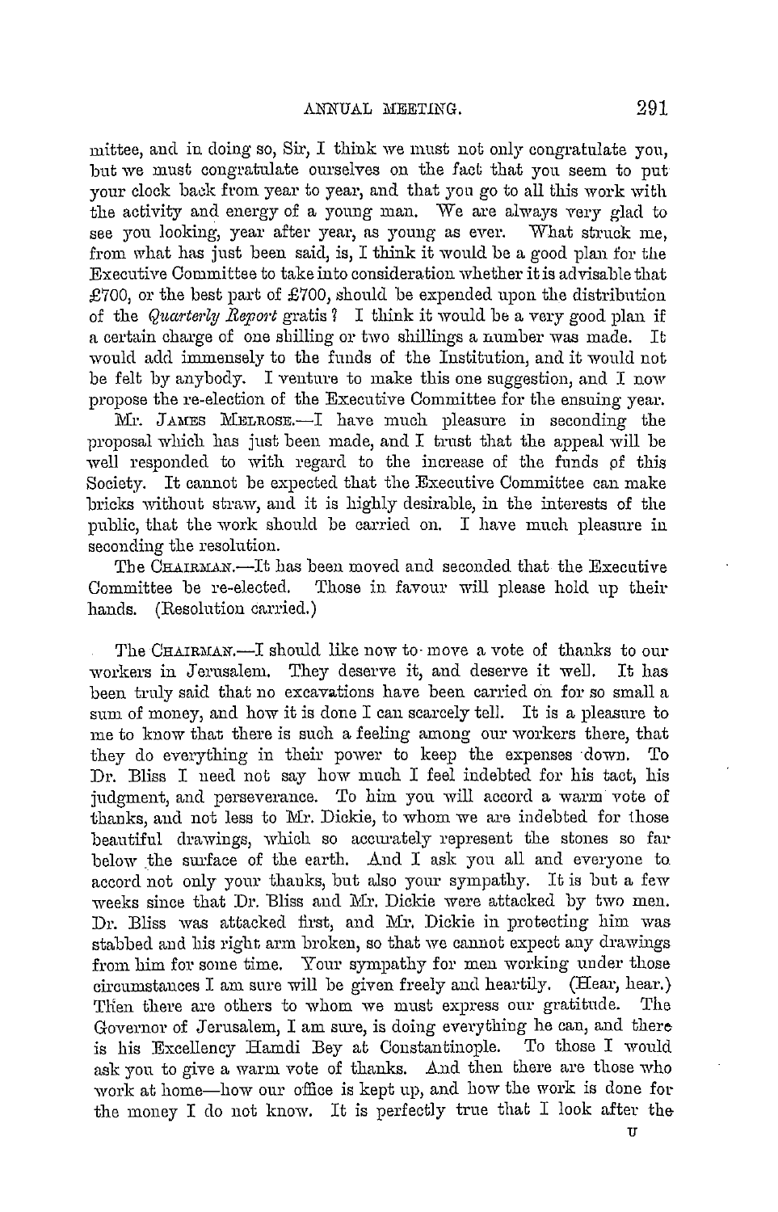mittee, and in doing so, Sir, I think we must not only congratulate you, but we must congratulate ourselves on the fact that you seem to put your clock back from year to year, and that you go to all this work with the activity and energy of a young man. We are always very glad to see you looking, year after year, as young as ever. What struck me, from what has just been said, is, I think it would be a good plan for the Executive Committee to take into consideration whether it is advisable that £700, or the best part of £700, should be expended upon the distribution of the *Quarterly Report* gratis? I think it would be a very good plan if a certain charge of one shilling or two shillings a number was made. It would add immensely to the funds of the Institution, and it would not be felt by anybody. I venture to make this one suggestion, and I now propose the re-election of the Executive Committee for the ensuing year.

Mr. JAMES MELROSE.—I have much pleasure in seconding the proposal which has just been made, and I trust that the appeal will be well responded to with regard to the increase of the funds of this Society. It cannot be expected that the Executive Committee can make bricks without straw, and it is highly desirable, in the interests of the public, that the work should be carried on. I have much pleasure in seconding the resolution.

The CHAIRMAN.—It has been moved and seconded that the Executive Committee be re-elected. Those in favour will please hold up their hands. (Resolution carried.)

The CHAIRMAN.—I should like now to move a vote of thanks to our workers in Jerusalem. They deserve it, and deserve it well. It has been truly said that no excavations have been carried on for so small a sum of money, and how it is done I can scarcely tell. It is a pleasure to me to know that there is such a feeling among our workers there, that they do everything in their power to keep the expenses down. To Dr. Bliss I need not say how much I feel indebted for his tact, his judgment, and perseverance. To him you will accord a warm vote of thanks, and not less to Mr. Dickie, to whom we are indebted for those beautiful drawings, which so accurately represent the stones so far below the surface of the earth. And I ask you all and everyone to accord not only your thanks, but also your sympathy. It is but a few weeks since that Dr. Bliss and Mr. Dickie were attacked by two men. Dr. Bliss was attacked first, and Mr. Dickie in protecting him was stabbed and his right arm broken, so that we cannot expect any drawings from him for some time. Your sympathy for men working under those circumstances I am sure will be given freely and heartily. (Hear, hear.) Then there are others to whom we must express our gratitude. The Governor of Jerusalem, I am sure, is doing everything he can, and there is his Excellency Hamdi Bey at Constantinople. To those I would ask you to give a warm vote of thanks. And then there are those who work at home—how our office is kept up, and how the work is done for the money I do not know. It is perfectly true that I look after the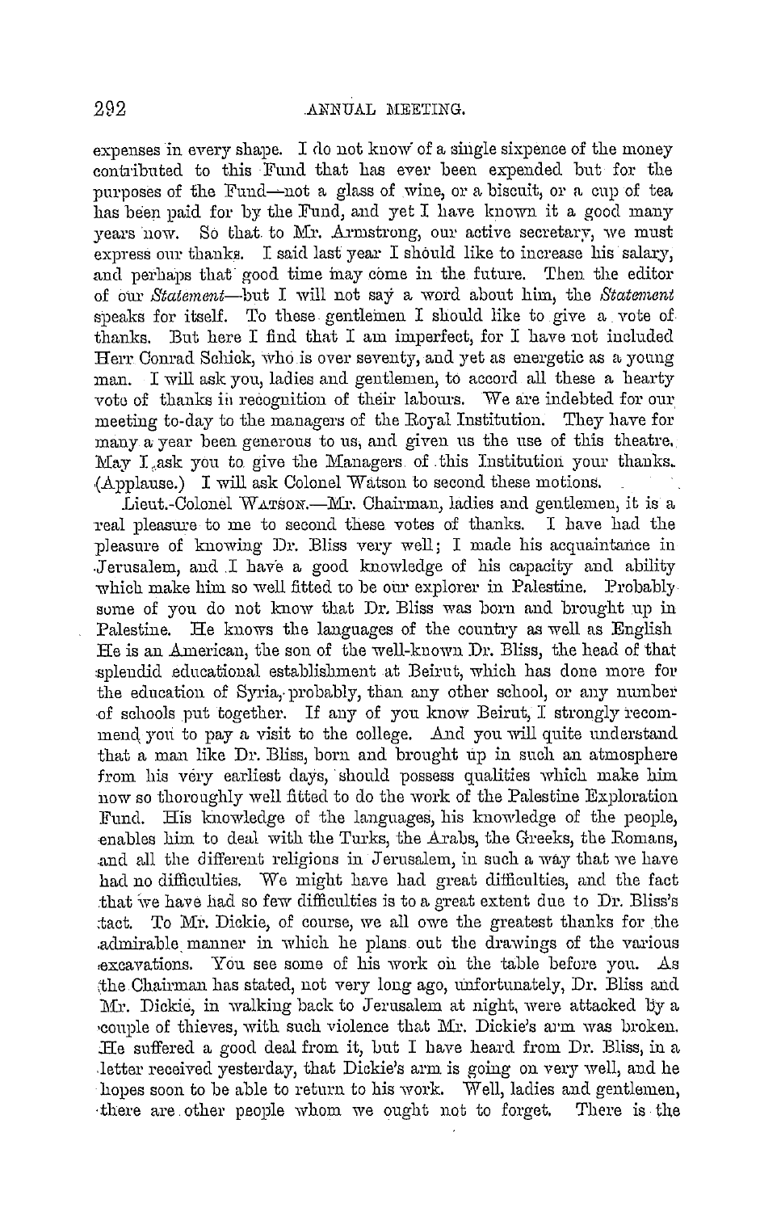expenses in every shape. I do not know of a single sixpence of the money contributed to this Fund that has ever been expended but for the purposes of the Fund—not a glass of wine, or a biscuit, or a cup of tea has been paid for by the Fund, and yet I have known it a good many years now. So that to Mr. Armstrong, our active secretary, we must express our thanks. I said last year I should like to increase his salary, and perhaps that good time may come in the future. Then the editor of our *Statement*—but I will not say a word about him, the *Statement* speaks for itself. To these gentlemen I should like to give a vote of thanks. But here I find that I am imperfect, for I have not included Herr Conrad Schick, who is over seventy, and yet as energetic as a young man. I will ask you, ladies and gentlemen, to accord all these a hearty vote of thanks in recognition of their labours. We are indebted for our meeting to-day to the managers of the Royal Institution. They have for many a year been generous to us, and given us the use of this theatre. May I ask you to give the Managers of this Institution your thanks. (Applause.) I will ask Colonel Watson to second these motions.

Lieut.-Colonel WATSON.—Mr. Chairman, ladies and gentlemen, it is a real pleasure to me to second these votes of thanks. I have had the pleasure of knowing Dr. Bliss very well; I made his acquaintance in Jerusalem, and I have a good knowledge of his capacity and ability which make him so well fitted to be our explorer in Palestine. Probably some of you do not know that Dr. Bliss was born and brought up in Palestine. He knows the languages of the country as well as English He is an American, the son of the well-known Dr. Bliss, the head of that splendid educational establishment at Beirut, which has done more for the education of Syria, probably, than any other school, or any number of schools put together. If any of you know Beirut, I strongly recommend you to pay a visit to the college. And you will quite understand that a man like Dr. Bliss, born and brought up in such an atmosphere from his very earliest days, should possess qualities which make him now so thoroughly well fitted to do the work of the Palestine Exploration Fund. His knowledge of the languages, his knowledge of the people, enables him to deal with the Turks, the Arabs, the Greeks, the Romans, and all the different religions in Jerusalem, in such a way that we have had no difficulties. We might have had great difficulties, and the fact that we have had so few difficulties is to a great extent due to Dr. Bliss's tact. To Mr. Dickie, of course, we all owe the greatest thanks for the admirable manner in which he plans out the drawings of the various excavations. You see some of his work on the table before you. As the Chairman has stated, not very long ago, unfortunately, Dr. Bliss and Mr. Dickie, in walking back to Jerusalem at night, were attacked by a couple of thieves, with such violence that Mr. Dickie's arm was broken. He suffered a good deal from it, but I have heard from Dr. Bliss, in a letter received yesterday, that Dickie's arm is going on very well, and he hopes soon to be able to return to his work. Well, ladies and gentlemen, there are other people whom we ought not to forget. There is the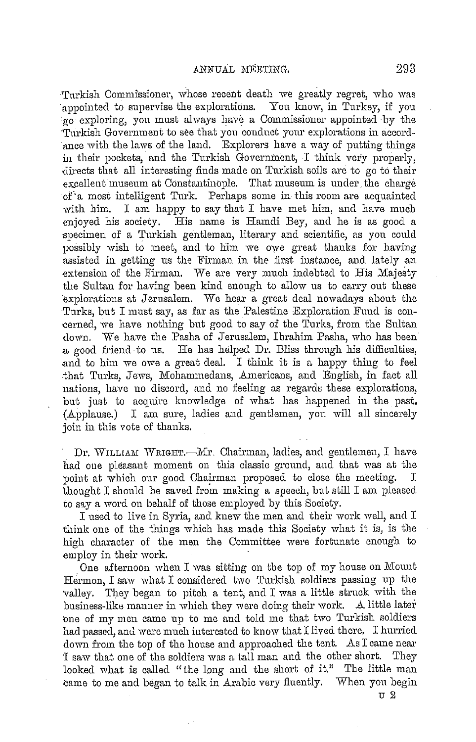Turkish Commissioner, whose recent death we greatly regret, who was appointed to supervise the explorations. You know, in Turkey, if you go exploring, you must always have a Commissioner appointed by the Turkish Government to see that you conduct your explorations in accordance with the laws of the land. Explorers have a way of putting things in their pockets, and the Turkish Government, I think very properly, directs that all interesting finds made on Turkish soils are to go to their excellent museum at Constantinople. That museum is under the charge of a most intelligent Turk. Perhaps some in this room are acquainted with him. I am happy to say that I have met him, and have much enjoyed his society. His name is Hamdi Bey, and he is as good a specimen of a Turkish gentleman, literary and scientific, as you could possibly wish to meet, and to him we owe great thanks for having assisted in getting us the Firman in the first instance, and lately an extension of the Firman. We are very much indebted to His Majesty the Sultan for having been kind enough to allow us to carry out these explorations at Jerusalem. We hear a great deal nowadays about the Turks, but I must say, as far as the Palestine Exploration Fund is concerned, we have nothing but good to say of the Turks, from the Sultan down. We have the Pasha of Jerusalem, Ibrahim Pasha, who has been a good friend to us. He has helped Dr. Bliss through his difficulties, and to him we owe a great deal. I think it is a happy thing to feel that Turks, Jews, Mohammedans, Americans, and English, in fact all nations, have no discord, and no feeling as regards these explorations, but just to acquire knowledge of what has happened in the past. (Applause.) I am sure, ladies and gentlemen, you will all sincerely join in this vote of thanks.

Dr. WILLIAM WRIGHT.—Mr. Chairman, ladies, and gentlemen, I have had one pleasant moment on this classic ground, and that was at the point at which our good Chairman proposed to close the meeting. I thought I should be saved from making a speech, but still I am pleased to say a word on behalf of those employed by this Society.

I used to live in Syria, and knew the men and their work well, and I think one of the things which has made this Society what it is, is the high character of the men the Committee were fortunate enough to employ in their work.

One afternoon when I was sitting on the top of my house on Mount Hermon, I saw what I considered two Turkish soldiers passing up the valley. They began to pitch a tent, and I was a little struck with the business-like manner in which they were doing their work. A little later one of my men came up to me and told me that two Turkish soldiers had passed, and were much interested to know that I lived there. I hurried down from the top of the house and approached the tent. As I came near I saw that one of the soldiers was a tall man and the other short. They looked what is called "the long and the short of it." The little man came to me and began to talk in Arabic very fluently. When you begin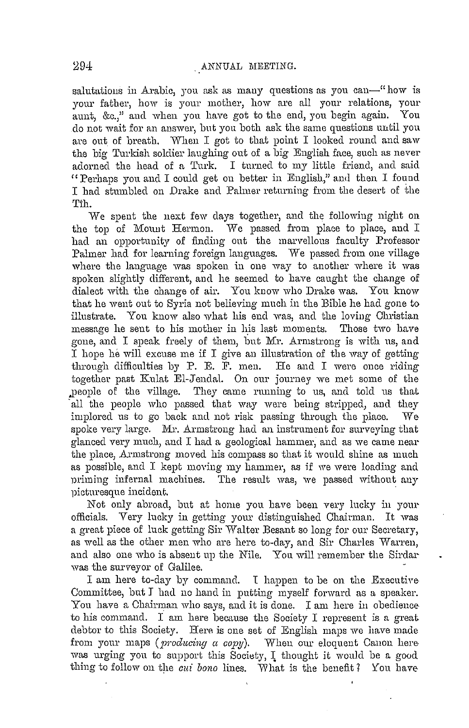salutations in Arabic, you ask as many questions as you can—"how is your father, how is your mother, how are all your relations, your aunt, &c.," and when you have got to the end, you begin again. You do not wait for an answer, but you both ask the same questions until you are out of breath. When I got to that point I looked round and saw the big Turkish soldier laughing out of a big English face, such as never adorned the head of a Turk. I turned to my little friend, and said "Perhaps you and I could get on better in English," and then I found I had stumbled on Drake and Palmer returning from the desert of the Tîh.

We spent the next few days together, and the following night on the top of Mount Hermon. We passed from place to place, and I had an opportunity of finding out the marvellous faculty Professor Palmer had for learning foreign languages. We passed from one village where the language was spoken in one way to another where it was spoken slightly different, and he seemed to have caught the change of dialect with the change of air. You know who Drake was. You know that he went out to Syria not believing much in the Bible he had gone to illustrate. You know also what his end was, and the loving Christian message he sent to his mother in his last moments. Those two have gone, and I speak freely of them, but Mr. Armstrong is with us, and I hope he will excuse me if I give an illustration of the way of getting through difficulties by P. E. F. men. He and I were once riding together past Kulat El-Jendal. On our journey we met some of the people of the village. They came running to us, and told us that all the people who passed that way were being stripped, and they implored us to go back and not risk passing through the place. We spoke very large. Mr. Armstrong had an instrument for surveying that glanced very much, and I had a geological hammer, and as we came near the place, Armstrong moved his compass so that it would shine as much as possible, and I kept moving my hammer, as if we were loading and priming infernal machines. The result was, we passed without any picturesque incident.

Not only abroad, but at home you have been very lucky in your officials. Very lucky in getting your distinguished Chairman. It was a great piece of luck getting Sir Walter Besant so long for our Secretary, as well as the other men who are here to-day, and Sir Charles Warren, and also one who is absent up the Nile. You will remember the Sirdar was the surveyor of Galilee.

I am here to-day by command. I happen to be on the Executive Committee, but I had no hand in putting myself forward as a speaker. You have a Chairman who says, and it is done. I am here in obedience to his command. I am here because the Society I represent is a great debtor to this Society. Here is one set of English maps we have made from your maps (*producing a copy*). When our eloquent Canon here was urging you to support this Society, I thought it would be a good thing to follow on the *cui bono* lines. What is the benefit? You have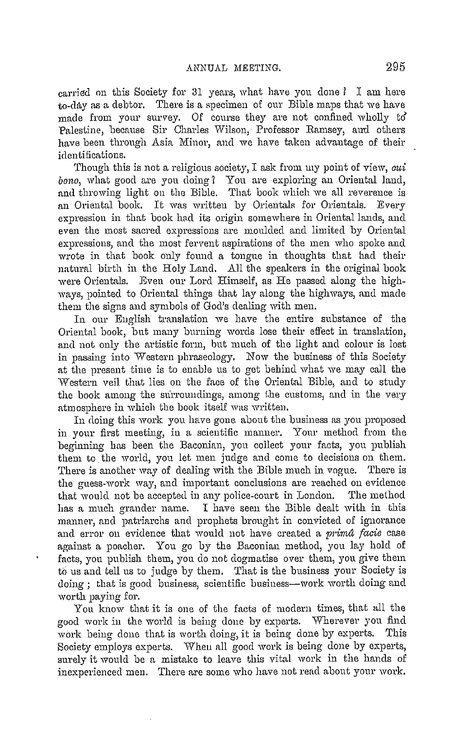carried on this Society for 31 years, what have you done? I am here to-day as a debtor. There is a specimen of our Bible maps that we have made from your survey. Of course they are not confined wholly to Palestine, because Sir Charles Wilson, Professor Ramsey, and others have been through Asia Minor, and we have taken advantage of their identifications.

Though this is not a religious society, I ask from my point of view, *cui bono*, what good are you doing? You are exploring an Oriental land, and throwing light on the Bible. That book which we all reverence is an Oriental book. It was written by Orientals for Orientals. Every expression in that book had its origin somewhere in Oriental lands, and even the most sacred expressions are moulded and limited by Oriental expressions, and the most fervent aspirations of the men who spoke and wrote in that book only found a tongue in thoughts that had their natural birth in the Holy Land. All the speakers in the original book were Orientals. Even our Lord Himself, as He passed along the highways, pointed to Oriental things that lay along the highways, and made them the signs and symbols of God's dealing with men.

In our English translation we have the entire substance of the Oriental book, but many burning words lose their effect in translation, and not only the artistic form, but much of the light and colour is lost in passing into Western phraseology. Now the business of this Society at the present time is to enable us to get behind what we may call the Western veil that lies on the face of the Oriental Bible, and to study the book among the surroundings, among the customs, and in the very atmosphere in which the book itself was written.

In doing this work you have gone about the business as you proposed in your first meeting, in a scientific manner. Your method from the beginning has been the Baconian, you collect your facts, you publish them to the world, you let men judge and come to decisions on them. There is another way of dealing with the Bible much in vogue. There is the guess-work way, and important conclusions are reached on evidence that would not be accepted in any police-court in London. The method has a much grander name. I have seen the Bible dealt with in this manner, and patriarchs and prophets brought in convicted of ignorance and error on evidence that would not have created a *primâ facie* case against a poacher. You go by the Baconian method, you lay hold of facts, you publish them, you do not dogmatise over them, you give them to us and tell us to judge by them. That is the business your Society is doing; that is good business, scientific business—work worth doing and worth paying for.

You know that it is one of the facts of modern times, that all the good work in the world is being done by experts. Wherever you find work being done that is worth doing, it is being done by experts. This Society employs experts. When all good work is being done by experts, surely it would be a mistake to leave this vital work in the hands of inexperienced men. There are some who have not read about your work.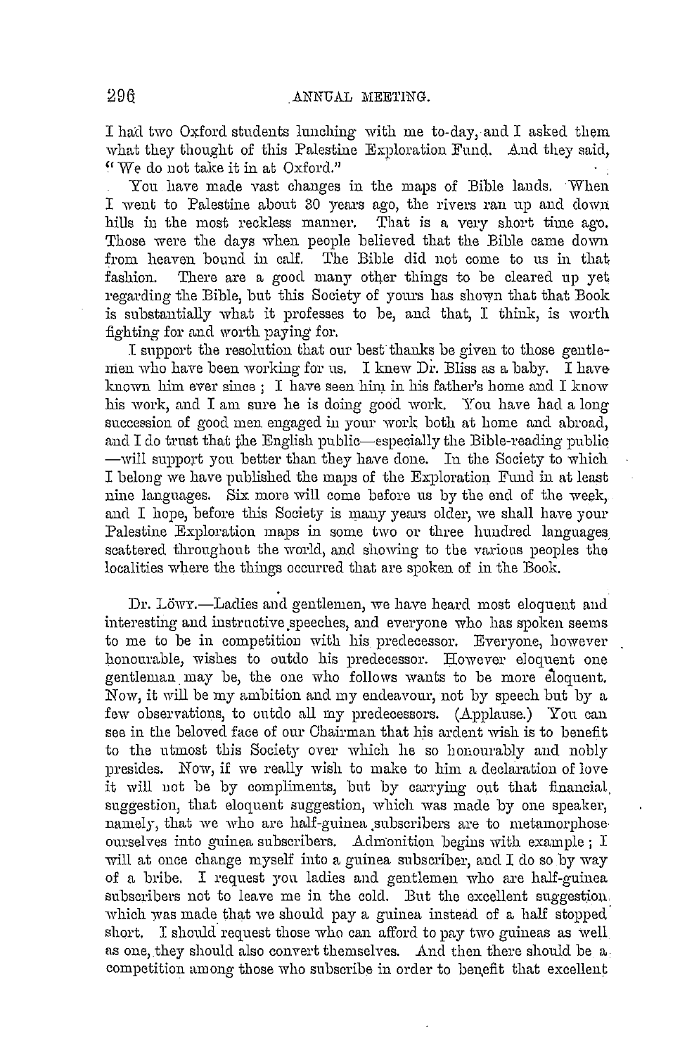I had two Oxford students lunching with me to-day, and I asked them what they thought of this Palestine Exploration Fund. And they said, "We do not take it in at Oxford."

You have made vast changes in the maps of Bible lands. When I went to Palestine about 30 years ago, the rivers ran up and down hills in the most reckless manner. That is a very short time ago. Those were the days when people believed that the Bible came down from heaven bound in calf. The Bible did not come to us in that fashion. There are a good many other things to be cleared up yet regarding the Bible, but this Society of yours has shown that that Book is substantially what it professes to be, and that, I think, is worth fighting for and worth paying for.

I support the resolution that our best thanks be given to those gentlemen who have been working for us. I knew Dr. Bliss as a baby. I have known him ever since; I have seen him in his father's home and I know his work, and I am sure he is doing good work. You have had a long succession of good men engaged in your work both at home and abroad, and I do trust that the English public—especially the Bible-reading public—will support you better than they have done. In the Society to which I belong we have published the maps of the Exploration Fund in at least nine languages. Six more will come before us by the end of the week, and I hope, before this Society is many years older, we shall have your Palestine Exploration maps in some two or three hundred languages scattered throughout the world, and showing to the various peoples the localities where the things occurred that are spoken of in the Book.

Dr. Löwy.—Ladies and gentlemen, we have heard most eloquent and interesting and instructive speeches, and everyone who has spoken seems to me to be in competition with his predecessor. Everyone, however honourable, wishes to outdo his predecessor. However eloquent one gentleman may be, the one who follows wants to be more eloquent. Now, it will be my ambition and my endeavour, not by speech but by a few observations, to outdo all my predecessors. (Applause.) You can see in the beloved face of our Chairman that his ardent wish is to benefit to the utmost this Society over which he so honourably and nobly presides. Now, if we really wish to make to him a declaration of love it will not be by compliments, but by carrying out that financial suggestion, that eloquent suggestion, which was made by one speaker, namely, that we who are half-guinea subscribers are to metamorphose ourselves into guinea subscribers. Admonition begins with example; I will at once change myself into a guinea subscriber, and I do so by way of a bribe. I request you ladies and gentlemen who are half-guinea subscribers not to leave me in the cold. But the excellent suggestion which was made that we should pay a guinea instead of a half stopped short. I should request those who can afford to pay two guineas as well as one, they should also convert themselves. And then there should be a competition among those who subscribe in order to benefit that excellent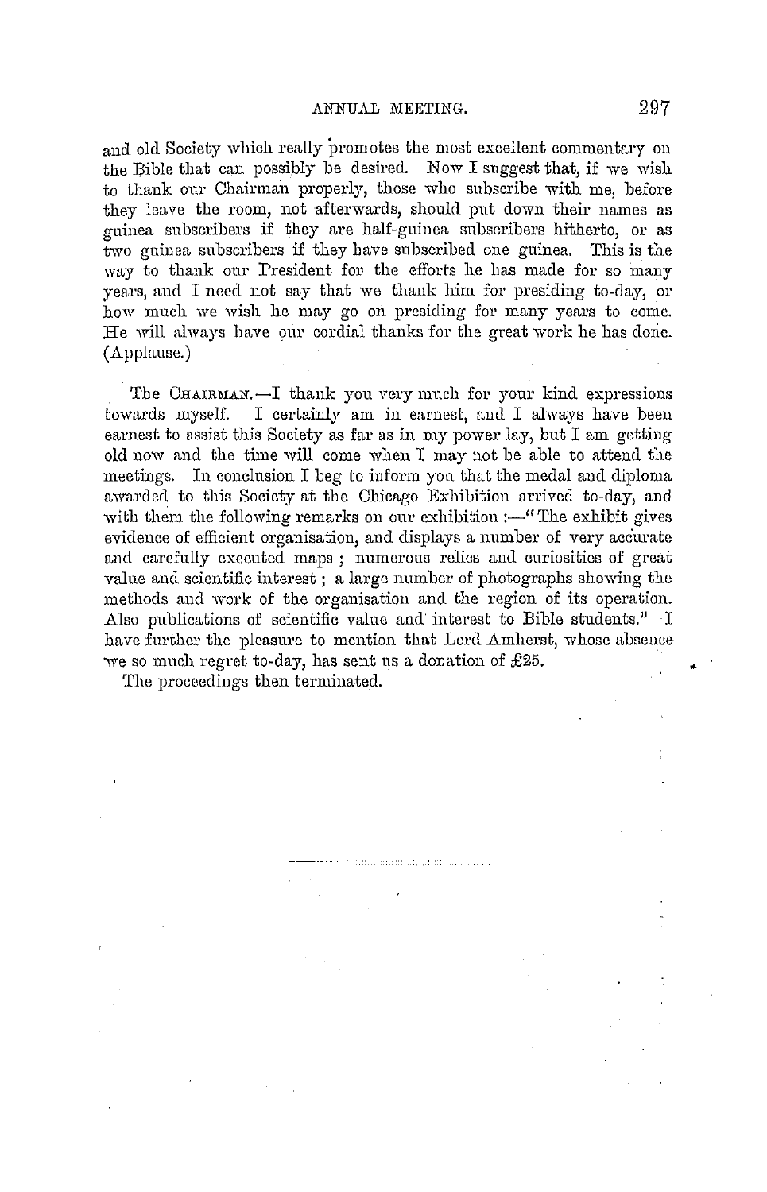and old Society which really promotes the most excellent commentary on the Bible that can possibly be desired. Now I suggest that, if we wish to thank our Chairman properly, those who subscribe with me, before they leave the room, not afterwards, should put down their names as guinea subscribers if they are half-guinea subscribers hitherto, or as two guinea subscribers if they have subscribed one guinea. This is the way to thank our President for the efforts he has made for so many years, and I need not say that we thank him for presiding to-day, or how much we wish he may go on presiding for many years to come. He will always have our cordial thanks for the great work he has done. (Applause.)

The CHAIRMAN.—I thank you very much for your kind expressions towards myself. I certainly am in earnest, and I always have been earnest to assist this Society as far as in my power lay, but I am getting old now and the time will come when I may not be able to attend the meetings. In conclusion I beg to inform you that the medal and diploma awarded to this Society at the Chicago Exhibition arrived to-day, and with them the following remarks on our exhibition :—"The exhibit gives evidence of efficient organisation, and displays a number of very accurate and carefully executed maps ; numerous relics and curiosities of great value and scientific interest ; a large number of photographs showing the methods and work of the organisation and the region of its operation. Also publications of scientific value and interest to Bible students." I have further the pleasure to mention that Lord Amherst, whose absence we so much regret to-day, has sent us a donation of £25.

The proceedings then terminated.